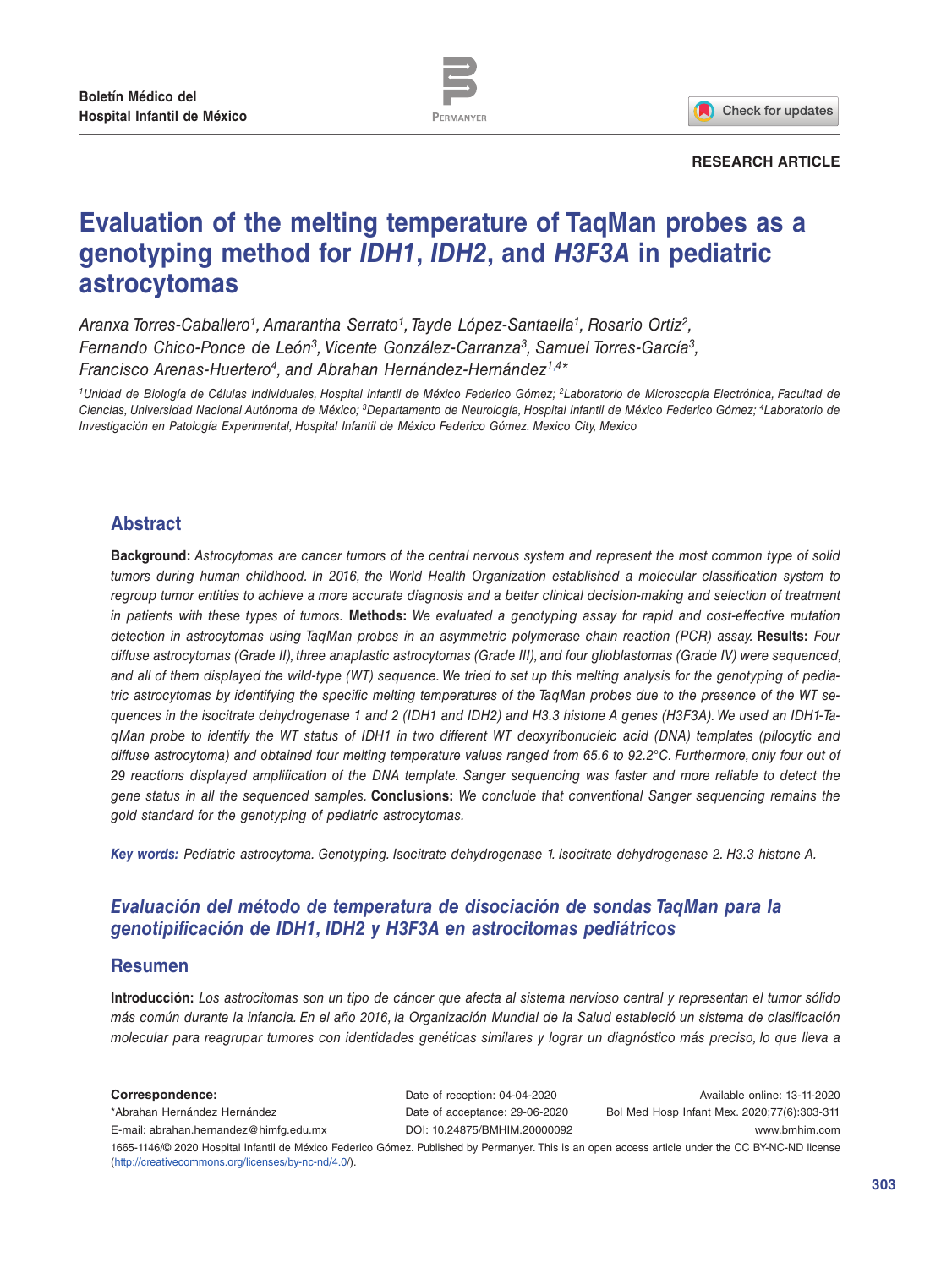**RESEARCH ARTICLE**

# Evaluation of the melting temperature of TaqMan probes as a genotyping method for *IDH1*, *IDH2*, and *H3F3A* in pediatric astrocytomas

*Aranxa Torres-Caballero[1], Amarantha Serrato[1], Tayde López-Santaella[1], Rosario Ortiz[2], Fernando Chico-Ponce de León[3], Vicente González-Carranza[3], Samuel Torres-García[3], Francisco Arenas-Huertero[4], and Abrahan Hernández-Hernández[1,4]**

*[1]Unidad de Biología de Células Individuales, Hospital Infantil de México Federico Gómez; [2]Laboratorio de Microscopía Electrónica, Facultad de Ciencias, Universidad Nacional Autónoma de México; [3]Departamento de Neurología, Hospital Infantil de México Federico Gómez; [4]Laboratorio de Investigación en Patología Experimental, Hospital Infantil de México Federico Gómez. Mexico City, Mexico*

## Abstract

**Background:** *Astrocytomas are cancer tumors of the central nervous system and represent the most common type of solid tumors during human childhood. In 2016, the World Health Organization established a molecular classification system to regroup tumor entities to achieve a more accurate diagnosis and a better clinical decision-making and selection of treatment in patients with these types of tumors.* **Methods:** *We evaluated a genotyping assay for rapid and cost-effective mutation detection in astrocytomas using TaqMan probes in an asymmetric polymerase chain reaction (PCR) assay.* **Results:** *Four diffuse astrocytomas (Grade II), three anaplastic astrocytomas (Grade III), and four glioblastomas (Grade IV) were sequenced, and all of them displayed the wild-type (WT) sequence. We tried to set up this melting analysis for the genotyping of pediatric astrocytomas by identifying the specific melting temperatures of the TaqMan probes due to the presence of the WT sequences in the isocitrate dehydrogenase 1 and 2 (IDH1 and IDH2) and H3.3 histone A genes (H3F3A). We used an IDH1-TaqMan probe to identify the WT status of IDH1 in two different WT deoxyribonucleic acid (DNA) templates (pilocytic and diffuse astrocytoma) and obtained four melting temperature values ranged from 65.6 to 92.2°C. Furthermore, only four out of 29 reactions displayed amplification of the DNA template. Sanger sequencing was faster and more reliable to detect the gene status in all the sequenced samples.* **Conclusions:** *We conclude that conventional Sanger sequencing remains the gold standard for the genotyping of pediatric astrocytomas.*

***Key words:*** *Pediatric astrocytoma. Genotyping. Isocitrate dehydrogenase 1. Isocitrate dehydrogenase 2. H3.3 histone A.*

## *Evaluación del método de temperatura de disociación de sondas TaqMan para la genotipificación de IDH1, IDH2 y H3F3A en astrocitomas pediátricos*

## Resumen

**Introducción:** *Los astrocitomas son un tipo de cáncer que afecta al sistema nervioso central y representan el tumor sólido más común durante la infancia. En el año 2016, la Organización Mundial de la Salud estableció un sistema de clasificación molecular para reagrupar tumores con identidades genéticas similares y lograr un diagnóstico más preciso, lo que lleva a*

**Correspondence:**
*Abrahan Hernández Hernández
E-mail: abrahan.hernandez@himfg.edu.mx

Date of reception: 04-04-2020
Date of acceptance: 29-06-2020
DOI: 10.24875/BMHIM.20000092

Available online: 13-11-2020
Bol Med Hosp Infant Mex. 2020;77(6):303-311
www.bmhim.com

1665-1146/© 2020 Hospital Infantil de México Federico Gómez. Published by Permanyer. This is an open access article under the CC BY-NC-ND license (http://creativecommons.org/licenses/by-nc-nd/4.0/).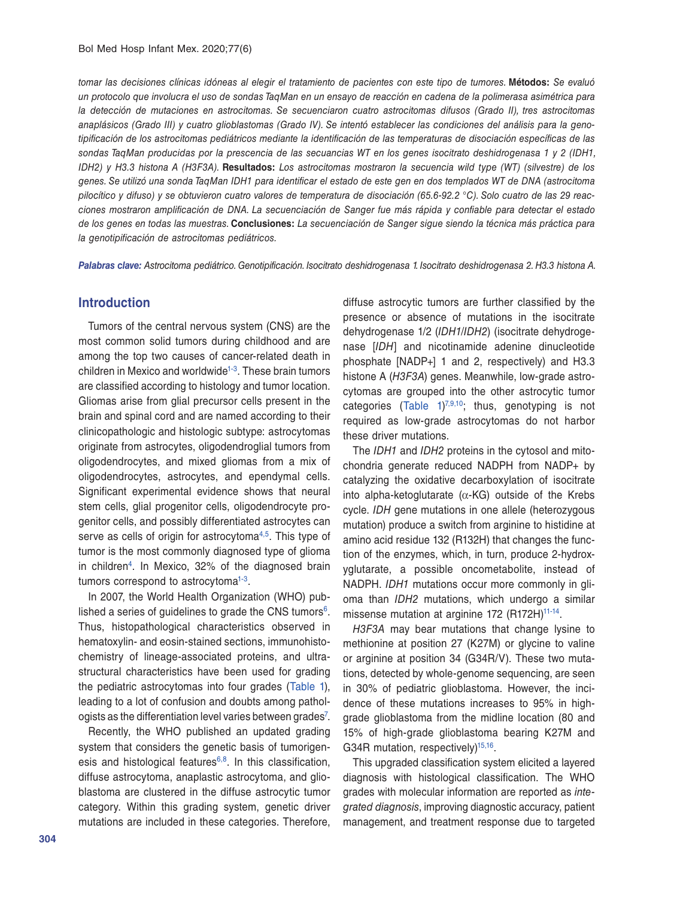*tomar las decisiones clínicas idóneas al elegir el tratamiento de pacientes con este tipo de tumores.* **Métodos:** *Se evaluó un protocolo que involucra el uso de sondas TaqMan en un ensayo de reacción en cadena de la polimerasa asimétrica para la detección de mutaciones en astrocitomas. Se secuenciaron cuatro astrocitomas difusos (Grado II), tres astrocitomas anaplásicos (Grado III) y cuatro glioblastomas (Grado IV). Se intentó establecer las condiciones del análisis para la genotipificación de los astrocitomas pediátricos mediante la identificación de las temperaturas de disociación específicas de las sondas TaqMan producidas por la prescencia de las secuancias WT en los genes isocitrato deshidrogenasa 1 y 2 (IDH1, IDH2) y H3.3 histona A (H3F3A).* **Resultados:** *Los astrocitomas mostraron la secuencia wild type (WT) (silvestre) de los genes. Se utilizó una sonda TaqMan IDH1 para identificar el estado de este gen en dos templados WT de DNA (astrocitoma pilocítico y difuso) y se obtuvieron cuatro valores de temperatura de disociación (65.6-92.2 °C). Solo cuatro de las 29 reacciones mostraron amplificación de DNA. La secuenciación de Sanger fue más rápida y confiable para detectar el estado de los genes en todas las muestras.* **Conclusiones:** *La secuenciación de Sanger sigue siendo la técnica más práctica para la genotipificación de astrocitomas pediátricos.*

***Palabras clave:*** *Astrocitoma pediátrico. Genotipificación. Isocitrato deshidrogenasa 1. Isocitrato deshidrogenasa 2. H3.3 histona A.*

## Introduction

Tumors of the central nervous system (CNS) are the most common solid tumors during childhood and are among the top two causes of cancer-related death in children in Mexico and worldwide[1-3]. These brain tumors are classified according to histology and tumor location. Gliomas arise from glial precursor cells present in the brain and spinal cord and are named according to their clinicopathologic and histologic subtype: astrocytomas originate from astrocytes, oligodendroglial tumors from oligodendrocytes, and mixed gliomas from a mix of oligodendrocytes, astrocytes, and ependymal cells. Significant experimental evidence shows that neural stem cells, glial progenitor cells, oligodendrocyte progenitor cells, and possibly differentiated astrocytes can serve as cells of origin for astrocytoma[4,5]. This type of tumor is the most commonly diagnosed type of glioma in children[4]. In Mexico, 32% of the diagnosed brain tumors correspond to astrocytoma[1-3].

In 2007, the World Health Organization (WHO) published a series of guidelines to grade the CNS tumors[6]. Thus, histopathological characteristics observed in hematoxylin- and eosin-stained sections, immunohistochemistry of lineage-associated proteins, and ultrastructural characteristics have been used for grading the pediatric astrocytomas into four grades (Table 1), leading to a lot of confusion and doubts among pathologists as the differentiation level varies between grades[7].

Recently, the WHO published an updated grading system that considers the genetic basis of tumorigenesis and histological features[6,8]. In this classification, diffuse astrocytoma, anaplastic astrocytoma, and glioblastoma are clustered in the diffuse astrocytic tumor category. Within this grading system, genetic driver mutations are included in these categories. Therefore, diffuse astrocytic tumors are further classified by the presence or absence of mutations in the isocitrate dehydrogenase 1/2 (*IDH1*/*IDH2*) (isocitrate dehydrogenase [*IDH*] and nicotinamide adenine dinucleotide phosphate [NADP+] 1 and 2, respectively) and H3.3 histone A (*H3F3A*) genes. Meanwhile, low-grade astrocytomas are grouped into the other astrocytic tumor categories (Table 1)[7,9,10]; thus, genotyping is not required as low-grade astrocytomas do not harbor these driver mutations.

The *IDH1* and *IDH2* proteins in the cytosol and mitochondria generate reduced NADPH from NADP+ by catalyzing the oxidative decarboxylation of isocitrate into alpha-ketoglutarate ($\alpha$-KG) outside of the Krebs cycle. *IDH* gene mutations in one allele (heterozygous mutation) produce a switch from arginine to histidine at amino acid residue 132 (R132H) that changes the function of the enzymes, which, in turn, produce 2-hydroxyglutarate, a possible oncometabolite, instead of NADPH. *IDH1* mutations occur more commonly in glioma than *IDH2* mutations, which undergo a similar missense mutation at arginine 172 (R172H)[11-14].

*H3F3A* may bear mutations that change lysine to methionine at position 27 (K27M) or glycine to valine or arginine at position 34 (G34R/V). These two mutations, detected by whole-genome sequencing, are seen in 30% of pediatric glioblastoma. However, the incidence of these mutations increases to 95% in high-grade glioblastoma from the midline location (80 and 15% of high-grade glioblastoma bearing K27M and G34R mutation, respectively)[15,16].

This upgraded classification system elicited a layered diagnosis with histological classification. The WHO grades with molecular information are reported as *integrated diagnosis*, improving diagnostic accuracy, patient management, and treatment response due to targeted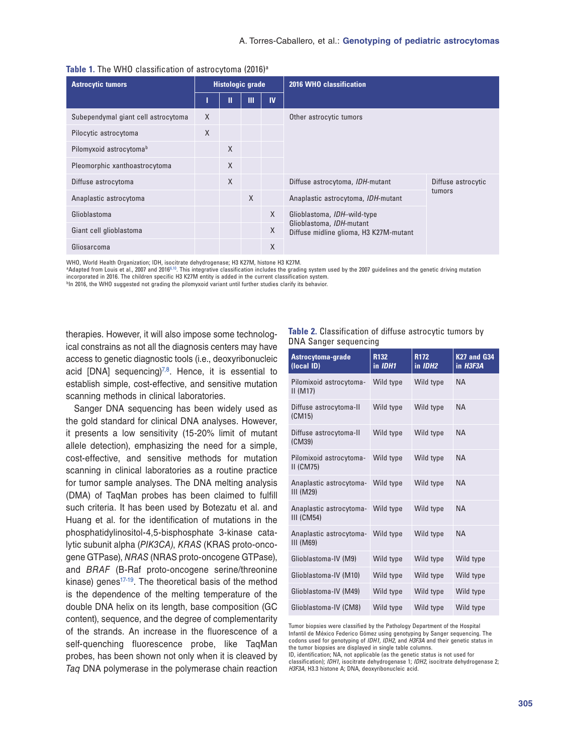**Table 1.** The WHO classification of astrocytoma (2016)[a]

| Astrocytic tumors | Histologic grade | | | | 2016 WHO classification | |
|---|---|---|---|---|---|---|
| | I | II | III | IV | | |
| Subependymal giant cell astrocytoma | X | | | | Other astrocytic tumors | |
| Pilocytic astrocytoma | X | | | | | |
| Pilomyxoid astrocytoma[b] | | X | | | | |
| Pleomorphic xanthoastrocytoma | | X | | | | |
| Diffuse astrocytoma | | X | | | Diffuse astrocytoma, *IDH*-mutant | Diffuse astrocytic tumors |
| Anaplastic astrocytoma | | | X | | Anaplastic astrocytoma, *IDH*-mutant | |
| Glioblastoma | | | | X | Glioblastoma, *IDH*–wild-type<br>Glioblastoma, *IDH*-mutant<br>Diffuse midline glioma, H3 K27M-mutant | |
| Giant cell glioblastoma | | | | X | | |
| Gliosarcoma | | | | X | | |

WHO, World Health Organization; IDH, isocitrate dehydrogenase; H3 K27M, histone H3 K27M.
[a]Adapted from Louis et al., 2007 and 2016[6,10]. This integrative classification includes the grading system used by the 2007 guidelines and the genetic driving mutation incorporated in 2016. The children specific H3 K27M entity is added in the current classification system.
[b]In 2016, the WHO suggested not grading the pilomyxoid variant until further studies clarify its behavior.

therapies. However, it will also impose some technological constrains as not all the diagnosis centers may have access to genetic diagnostic tools (i.e., deoxyribonucleic acid [DNA] sequencing)[7,8]. Hence, it is essential to establish simple, cost-effective, and sensitive mutation scanning methods in clinical laboratories.

Sanger DNA sequencing has been widely used as the gold standard for clinical DNA analyses. However, it presents a low sensitivity (15-20% limit of mutant allele detection), emphasizing the need for a simple, cost-effective, and sensitive methods for mutation scanning in clinical laboratories as a routine practice for tumor sample analyses. The DNA melting analysis (DMA) of TaqMan probes has been claimed to fulfill such criteria. It has been used by Botezatu et al. and Huang et al. for the identification of mutations in the phosphatidylinositol-4,5-bisphosphate 3-kinase catalytic subunit alpha (*PIK3CA*), *KRAS* (KRAS proto-oncogene GTPase), *NRAS* (NRAS proto-oncogene GTPase), and *BRAF* (B-Raf proto-oncogene serine/threonine kinase) genes[17-19]. The theoretical basis of the method is the dependence of the melting temperature of the double DNA helix on its length, base composition (GC content), sequence, and the degree of complementarity of the strands. An increase in the fluorescence of a self-quenching fluorescence probe, like TaqMan probes, has been shown not only when it is cleaved by *Taq* DNA polymerase in the polymerase chain reaction

**Table 2.** Classification of diffuse astrocytic tumors by DNA Sanger sequencing

| Astrocytoma-grade (local ID) | R132 in *IDH1* | R172 in *IDH2* | K27 and G34 in *H3F3A* |
|---|---|---|---|
| Pilomixoid astrocytoma-II (M17) | Wild type | Wild type | NA |
| Diffuse astrocytoma-II (CM15) | Wild type | Wild type | NA |
| Diffuse astrocytoma-II (CM39) | Wild type | Wild type | NA |
| Pilomixoid astrocytoma-II (CM75) | Wild type | Wild type | NA |
| Anaplastic astrocytoma-III (M29) | Wild type | Wild type | NA |
| Anaplastic astrocytoma-III (CM54) | Wild type | Wild type | NA |
| Anaplastic astrocytoma-III (M69) | Wild type | Wild type | NA |
| Glioblastoma-IV (M9) | Wild type | Wild type | Wild type |
| Glioblastoma-IV (M10) | Wild type | Wild type | Wild type |
| Glioblastoma-IV (M49) | Wild type | Wild type | Wild type |
| Glioblastoma-IV (CM8) | Wild type | Wild type | Wild type |

Tumor biopsies were classified by the Pathology Department of the Hospital Infantil de México Federico Gómez using genotyping by Sanger sequencing. The codons used for genotyping of *IDH1, IDH2,* and *H3F3A* and their genetic status in the tumor biopsies are displayed in single table columns.
ID, identification; NA, not applicable (as the genetic status is not used for classification); *IDH1*, isocitrate dehydrogenase 1; *IDH2*, isocitrate dehydrogenase 2; *H3F3A*, H3.3 histone A; DNA, deoxyribonucleic acid.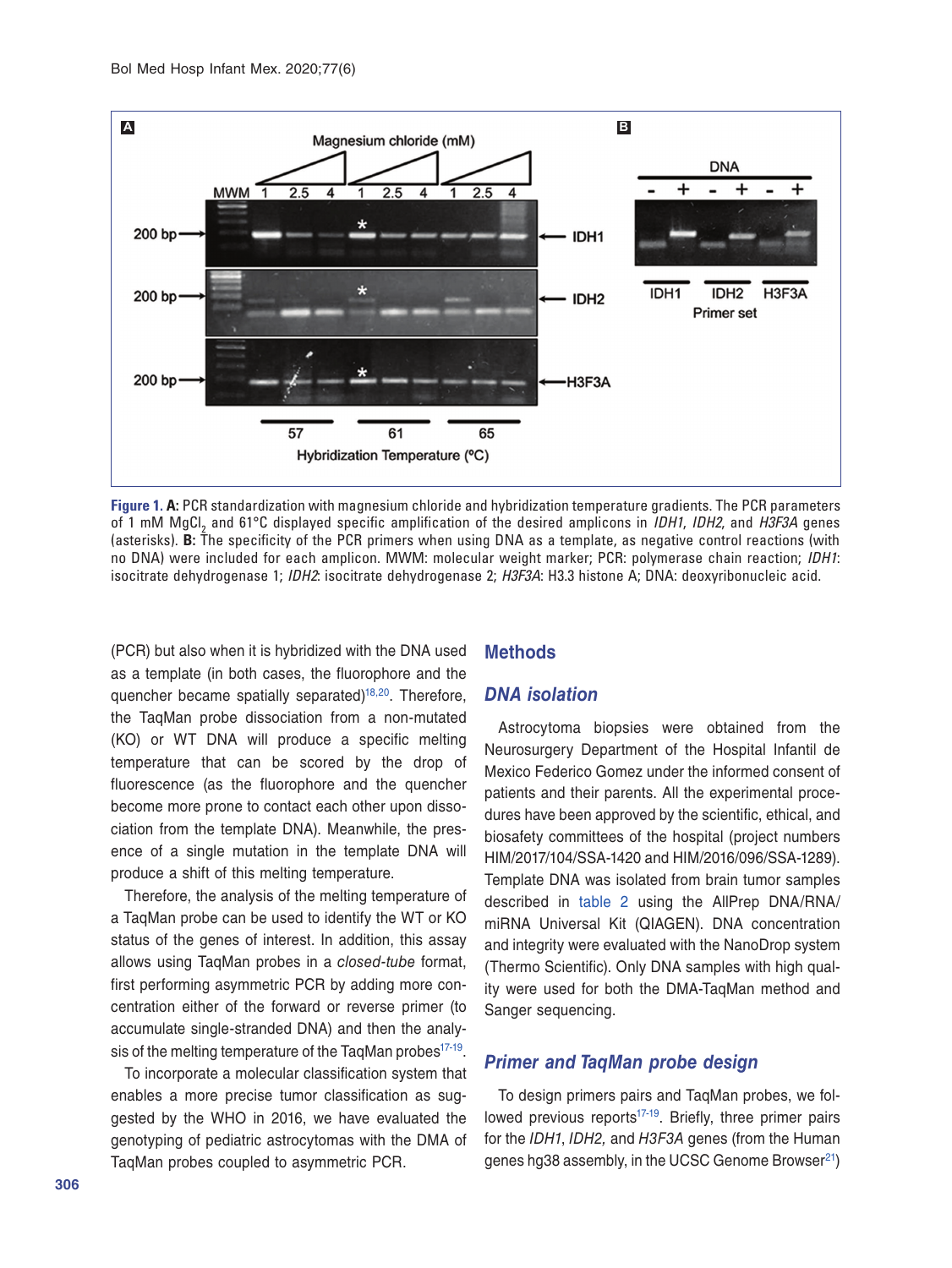**Figure 1. A:** PCR standardization with magnesium chloride and hybridization temperature gradients. The PCR parameters of 1 mM $MgCl_2$ and 61°C displayed specific amplification of the desired amplicons in *IDH1, IDH2,* and *H3F3A* genes (asterisks). **B:** The specificity of the PCR primers when using DNA as a template, as negative control reactions (with no DNA) were included for each amplicon. MWM: molecular weight marker; PCR: polymerase chain reaction; *IDH1*: isocitrate dehydrogenase 1; *IDH2*: isocitrate dehydrogenase 2; *H3F3A*: H3.3 histone A; DNA: deoxyribonucleic acid.

(PCR) but also when it is hybridized with the DNA used as a template (in both cases, the fluorophore and the quencher became spatially separated)[18,20]. Therefore, the TaqMan probe dissociation from a non-mutated (KO) or WT DNA will produce a specific melting temperature that can be scored by the drop of fluorescence (as the fluorophore and the quencher become more prone to contact each other upon dissociation from the template DNA). Meanwhile, the presence of a single mutation in the template DNA will produce a shift of this melting temperature.

Therefore, the analysis of the melting temperature of a TaqMan probe can be used to identify the WT or KO status of the genes of interest. In addition, this assay allows using TaqMan probes in a *closed-tube* format, first performing asymmetric PCR by adding more concentration either of the forward or reverse primer (to accumulate single-stranded DNA) and then the analysis of the melting temperature of the TaqMan probes[17-19].

To incorporate a molecular classification system that enables a more precise tumor classification as suggested by the WHO in 2016, we have evaluated the genotyping of pediatric astrocytomas with the DMA of TaqMan probes coupled to asymmetric PCR.

## Methods

### DNA isolation

Astrocytoma biopsies were obtained from the Neurosurgery Department of the Hospital Infantil de Mexico Federico Gomez under the informed consent of patients and their parents. All the experimental procedures have been approved by the scientific, ethical, and biosafety committees of the hospital (project numbers HIM/2017/104/SSA-1420 and HIM/2016/096/SSA-1289). Template DNA was isolated from brain tumor samples described in table 2 using the AllPrep DNA/RNA/miRNA Universal Kit (QIAGEN). DNA concentration and integrity were evaluated with the NanoDrop system (Thermo Scientific). Only DNA samples with high quality were used for both the DMA-TaqMan method and Sanger sequencing.

### Primer and TaqMan probe design

To design primers pairs and TaqMan probes, we followed previous reports[17-19]. Briefly, three primer pairs for the *IDH1*, *IDH2,* and *H3F3A* genes (from the Human genes hg38 assembly, in the UCSC Genome Browser[21])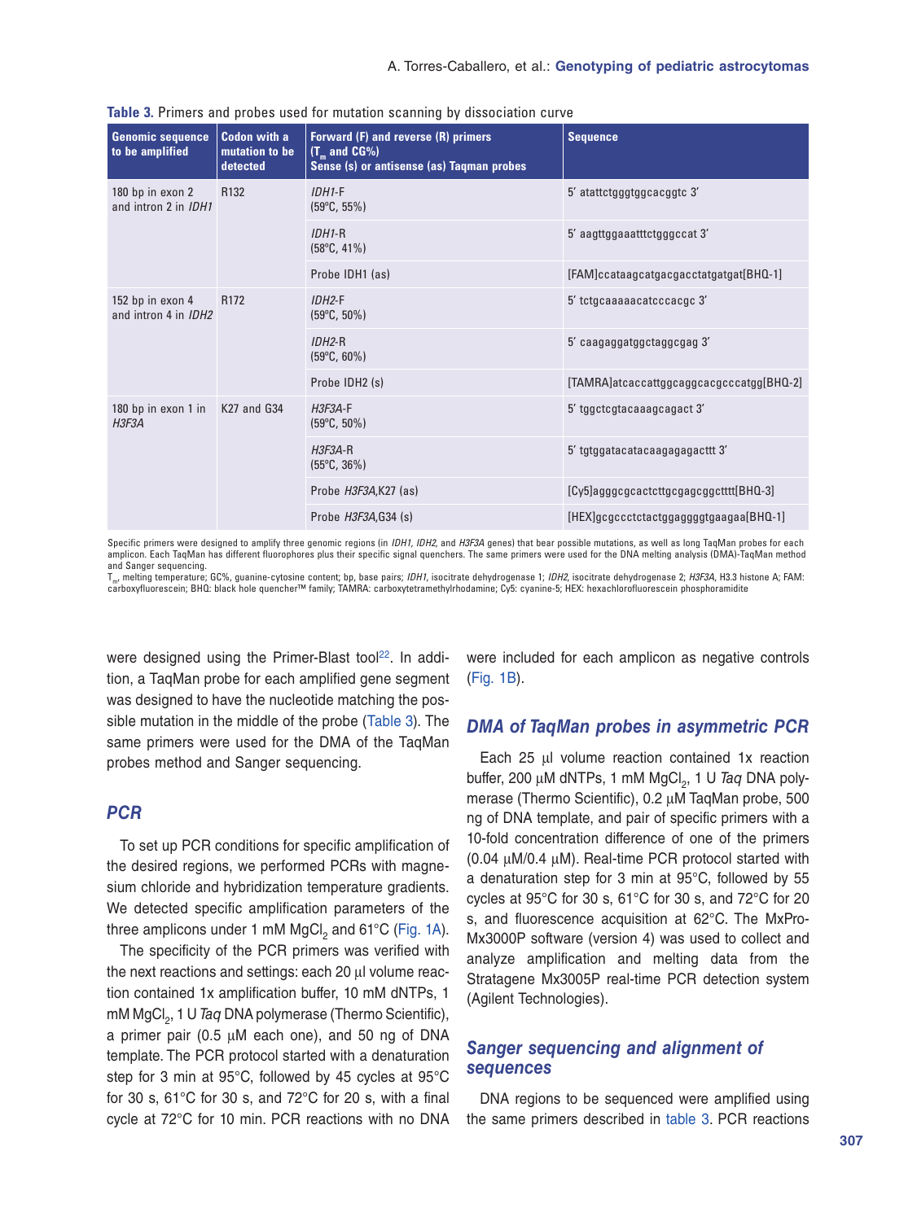**Table 3.** Primers and probes used for mutation scanning by dissociation curve

| Genomic sequence to be amplified | Codon with a mutation to be detected | Forward (F) and reverse (R) primers ($T_m$ and CG%) Sense (s) or antisense (as) Taqman probes | Sequence |
|---|---|---|---|
| 180 bp in exon 2 and intron 2 in *IDH1* | R132 | *IDH1*-F (59°C, 55%) | 5′ atattctgggtggcacggtc 3′ |
| | | *IDH1*-R (58°C, 41%) | 5′ aagttggaaatttctgggccat 3′ |
| | | Probe IDH1 (as) | [FAM]ccataagcatgacgacctatgatgat[BHQ-1] |
| 152 bp in exon 4 and intron 4 in *IDH2* | R172 | *IDH2*-F (59°C, 50%) | 5′ tctgcaaaaacatcccacgc 3′ |
| | | *IDH2*-R (59°C, 60%) | 5′ caagaggatggctaggcgag 3′ |
| | | Probe IDH2 (s) | [TAMRA]atcaccattggcaggcacgcccatgg[BHQ-2] |
| 180 bp in exon 1 in *H3F3A* | K27 and G34 | *H3F3A*-F (59°C, 50%) | 5′ tggctcgtacaaagcagact 3′ |
| | | *H3F3A*-R (55°C, 36%) | 5′ tgtggatacatacaagagagactttt 3′ |
| | | Probe *H3F3A*,K27 (as) | [Cy5]agggcgcactcttgcgagcggctttt[BHQ-3] |
| | | Probe *H3F3A*,G34 (s) | [HEX]gcgccctctactggaggggtgaagaa[BHQ-1] |

Specific primers were designed to amplify three genomic regions (in *IDH1, IDH2,* and *H3F3A* genes) that bear possible mutations, as well as long TaqMan probes for each amplicon. Each TaqMan has different fluorophores plus their specific signal quenchers. The same primers were used for the DNA melting analysis (DMA)-TaqMan method and Sanger sequencing.
$T_m$, melting temperature; GC%, guanine-cytosine content; bp, base pairs; *IDH1*, isocitrate dehydrogenase 1; *IDH2*, isocitrate dehydrogenase 2; *H3F3A*, H3.3 histone A; FAM: carboxyfluorescein; BHQ: black hole quencher™ family; TAMRA: carboxytetramethylrhodamine; Cy5: cyanine-5; HEX: hexachlorofluorescein phosphoramidite

were designed using the Primer-Blast tool[22]. In addition, a TaqMan probe for each amplified gene segment was designed to have the nucleotide matching the possible mutation in the middle of the probe (Table 3). The same primers were used for the DMA of the TaqMan probes method and Sanger sequencing.

## PCR

To set up PCR conditions for specific amplification of the desired regions, we performed PCRs with magnesium chloride and hybridization temperature gradients. We detected specific amplification parameters of the three amplicons under 1 mM $MgCl_2$ and 61°C (Fig. 1A).

The specificity of the PCR primers was verified with the next reactions and settings: each 20 µl volume reaction contained 1x amplification buffer, 10 mM dNTPs, 1 mM $MgCl_2$, 1 U *Taq* DNA polymerase (Thermo Scientific), a primer pair (0.5 µM each one), and 50 ng of DNA template. The PCR protocol started with a denaturation step for 3 min at 95°C, followed by 45 cycles at 95°C for 30 s, 61°C for 30 s, and 72°C for 20 s, with a final cycle at 72°C for 10 min. PCR reactions with no DNA were included for each amplicon as negative controls (Fig. 1B).

## DMA of TaqMan probes in asymmetric PCR

Each 25 µl volume reaction contained 1x reaction buffer, 200 µM dNTPs, 1 mM $MgCl_2$, 1 U *Taq* DNA polymerase (Thermo Scientific), 0.2 µM TaqMan probe, 500 ng of DNA template, and pair of specific primers with a 10-fold concentration difference of one of the primers (0.04 µM/0.4 µM). Real-time PCR protocol started with a denaturation step for 3 min at 95°C, followed by 55 cycles at 95°C for 30 s, 61°C for 30 s, and 72°C for 20 s, and fluorescence acquisition at 62°C. The MxPro-Mx3000P software (version 4) was used to collect and analyze amplification and melting data from the Stratagene Mx3005P real-time PCR detection system (Agilent Technologies).

## Sanger sequencing and alignment of sequences

DNA regions to be sequenced were amplified using the same primers described in table 3. PCR reactions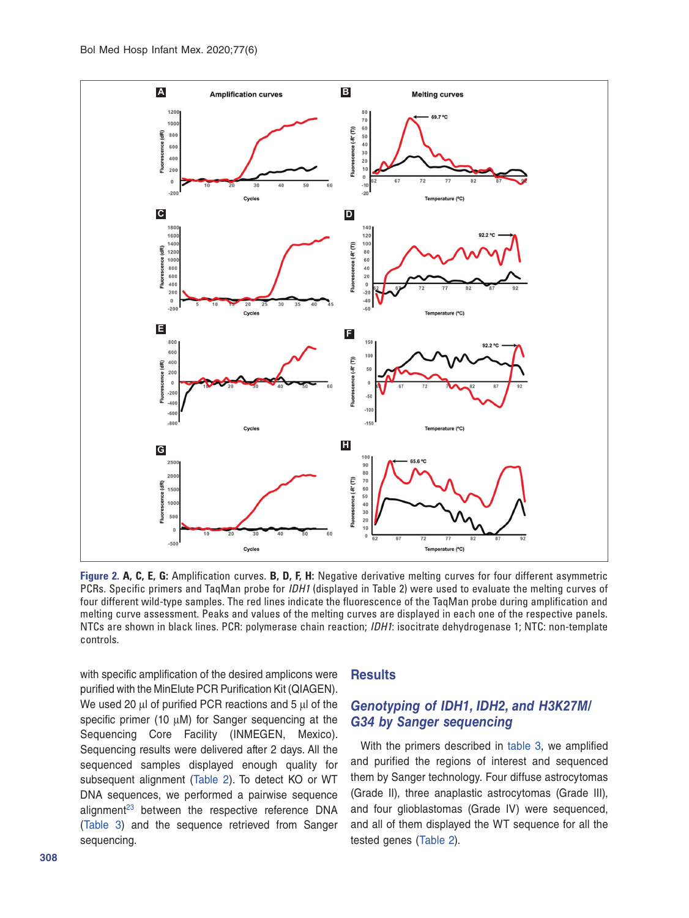**Figure 2.** **A, C, E, G:** Amplification curves. **B, D, F, H:** Negative derivative melting curves for four different asymmetric PCRs. Specific primers and TaqMan probe for *IDH1* (displayed in Table 2) were used to evaluate the melting curves of four different wild-type samples. The red lines indicate the fluorescence of the TaqMan probe during amplification and melting curve assessment. Peaks and values of the melting curves are displayed in each one of the respective panels. NTCs are shown in black lines. PCR: polymerase chain reaction; *IDH1*: isocitrate dehydrogenase 1; NTC: non-template controls.

with specific amplification of the desired amplicons were purified with the MinElute PCR Purification Kit (QIAGEN). We used 20 µl of purified PCR reactions and 5 µl of the specific primer (10 µM) for Sanger sequencing at the Sequencing Core Facility (INMEGEN, Mexico). Sequencing results were delivered after 2 days. All the sequenced samples displayed enough quality for subsequent alignment (Table 2). To detect KO or WT DNA sequences, we performed a pairwise sequence alignment[23] between the respective reference DNA (Table 3) and the sequence retrieved from Sanger sequencing.

## Results

### Genotyping of IDH1, IDH2, and H3K27M/G34 by Sanger sequencing

With the primers described in table 3, we amplified and purified the regions of interest and sequenced them by Sanger technology. Four diffuse astrocytomas (Grade II), three anaplastic astrocytomas (Grade III), and four glioblastomas (Grade IV) were sequenced, and all of them displayed the WT sequence for all the tested genes (Table 2).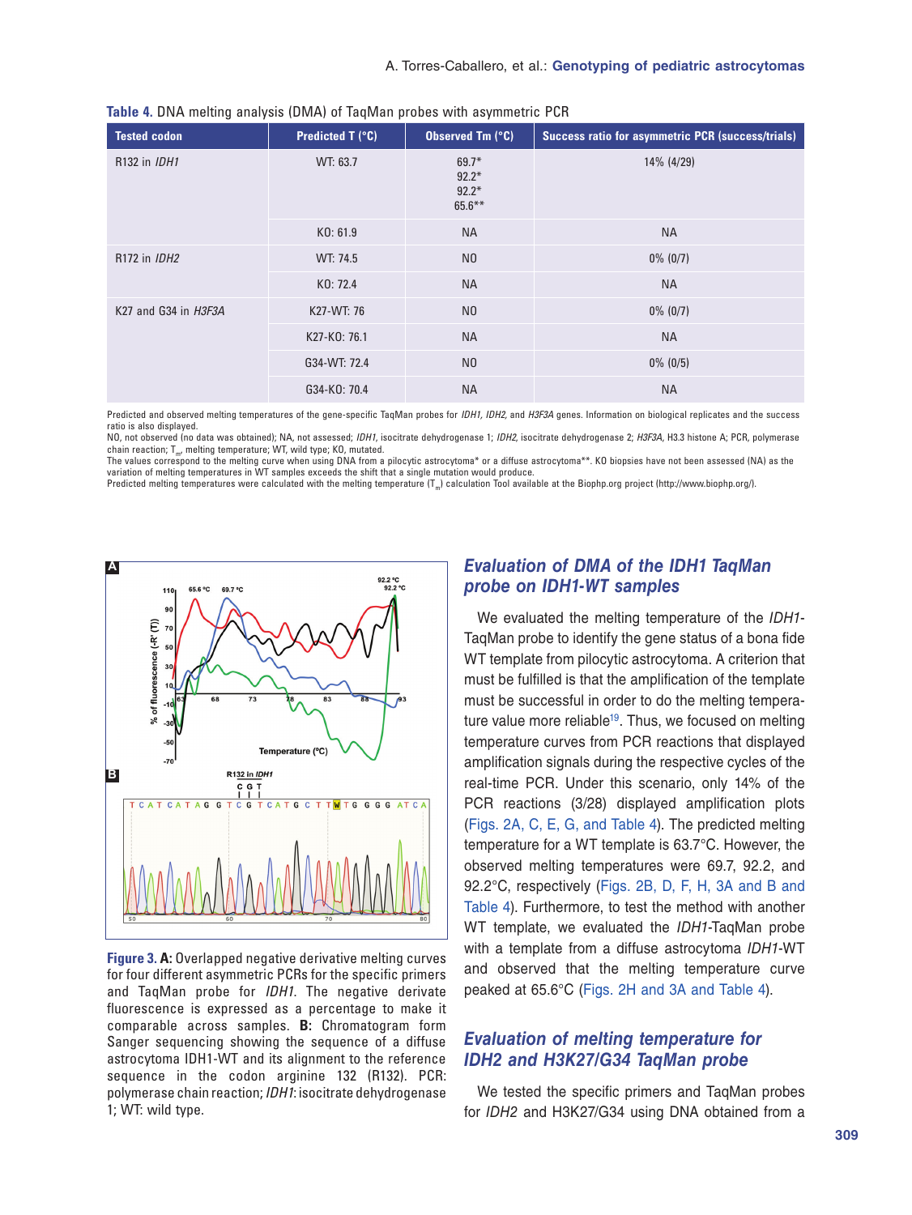**Table 4.** DNA melting analysis (DMA) of TaqMan probes with asymmetric PCR

| Tested codon | Predicted T (°C) | Observed Tm (°C) | Success ratio for asymmetric PCR (success/trials) |
|---|---|---|---|
| R132 in *IDH1* | WT: 63.7 | 69.7*<br>92.2*<br>92.2*<br>65.6** | 14% (4/29) |
| | KO: 61.9 | NA | NA |
| R172 in *IDH2* | WT: 74.5 | NO | 0% (0/7) |
| | KO: 72.4 | NA | NA |
| K27 and G34 in *H3F3A* | K27-WT: 76 | NO | 0% (0/7) |
| | K27-KO: 76.1 | NA | NA |
| | G34-WT: 72.4 | NO | 0% (0/5) |
| | G34-KO: 70.4 | NA | NA |

Predicted and observed melting temperatures of the gene-specific TaqMan probes for *IDH1, IDH2,* and *H3F3A* genes. Information on biological replicates and the success ratio is also displayed.
NO, not observed (no data was obtained); NA, not assessed; *IDH1*, isocitrate dehydrogenase 1; *IDH2*, isocitrate dehydrogenase 2; *H3F3A*, H3.3 histone A; PCR, polymerase chain reaction; $T_m$, melting temperature; WT, wild type; KO, mutated.
The values correspond to the melting curve when using DNA from a pilocytic astrocytoma* or a diffuse astrocytoma**. KO biopsies have not been assessed (NA) as the variation of melting temperatures in WT samples exceeds the shift that a single mutation would produce.
Predicted melting temperatures were calculated with the melting temperature ($T_m$) calculation Tool available at the Biophp.org project (http://www.biophp.org/).

**Figure 3. A:** Overlapped negative derivative melting curves for four different asymmetric PCRs for the specific primers and TaqMan probe for *IDH1*. The negative derivate fluorescence is expressed as a percentage to make it comparable across samples. **B:** Chromatogram form Sanger sequencing showing the sequence of a diffuse astrocytoma IDH1-WT and its alignment to the reference sequence in the codon arginine 132 (R132). PCR: polymerase chain reaction; *IDH1*: isocitrate dehydrogenase 1; WT: wild type.

## Evaluation of DMA of the IDH1 TaqMan probe on IDH1-WT samples

We evaluated the melting temperature of the *IDH1*-TaqMan probe to identify the gene status of a bona fide WT template from pilocytic astrocytoma. A criterion that must be fulfilled is that the amplification of the template must be successful in order to do the melting temperature value more reliable[19]. Thus, we focused on melting temperature curves from PCR reactions that displayed amplification signals during the respective cycles of the real-time PCR. Under this scenario, only 14% of the PCR reactions (3/28) displayed amplification plots (Figs. 2A, C, E, G, and Table 4). The predicted melting temperature for a WT template is 63.7°C. However, the observed melting temperatures were 69.7, 92.2, and 92.2°C, respectively (Figs. 2B, D, F, H, 3A and B and Table 4). Furthermore, to test the method with another WT template, we evaluated the *IDH1*-TaqMan probe with a template from a diffuse astrocytoma *IDH1*-WT and observed that the melting temperature curve peaked at 65.6°C (Figs. 2H and 3A and Table 4).

## Evaluation of melting temperature for IDH2 and H3K27/G34 TaqMan probe

We tested the specific primers and TaqMan probes for *IDH2* and H3K27/G34 using DNA obtained from a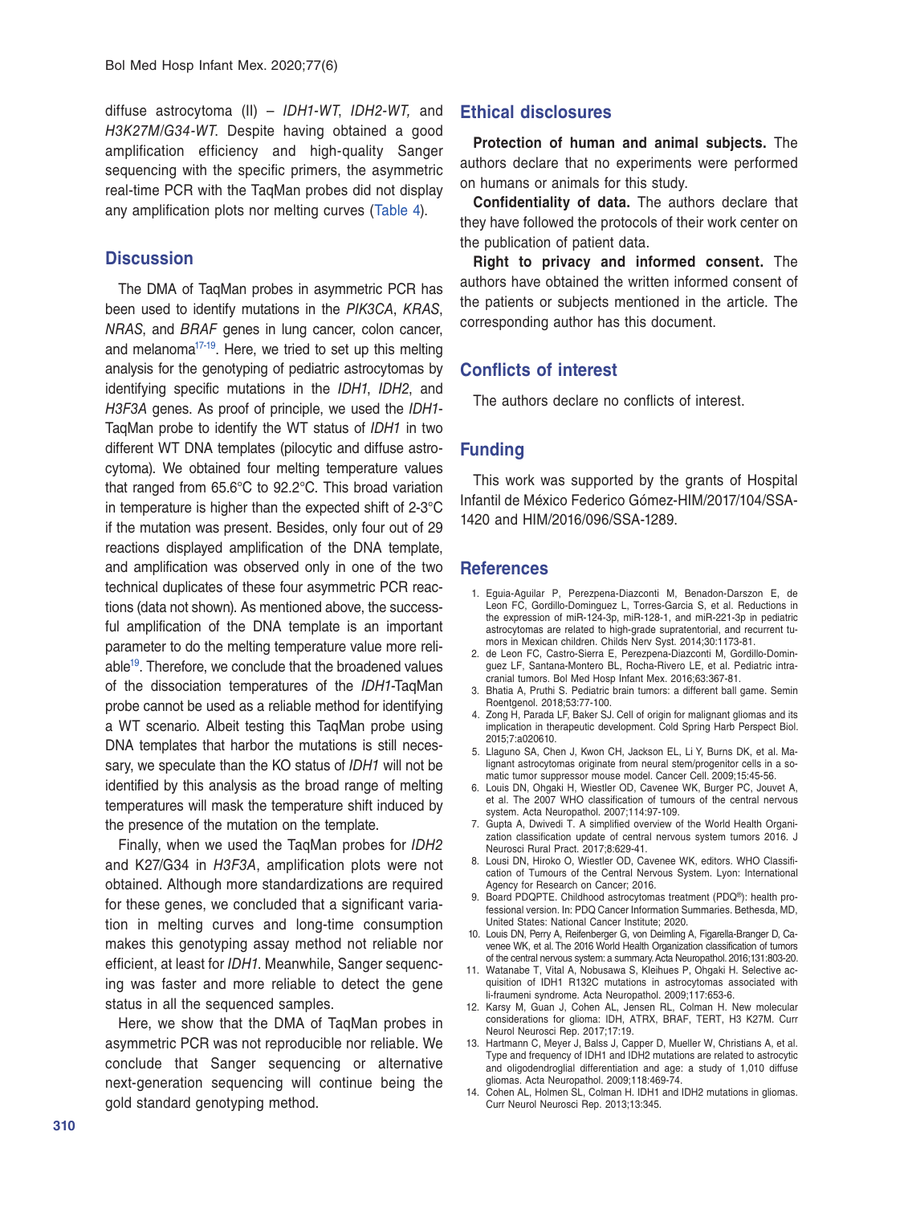diffuse astrocytoma (II) – *IDH1-WT*, *IDH2-WT,* and *H3K27M/G34-WT.* Despite having obtained a good amplification efficiency and high-quality Sanger sequencing with the specific primers, the asymmetric real-time PCR with the TaqMan probes did not display any amplification plots nor melting curves (Table 4).

## Discussion

The DMA of TaqMan probes in asymmetric PCR has been used to identify mutations in the *PIK3CA*, *KRAS*, *NRAS*, and *BRAF* genes in lung cancer, colon cancer, and melanoma[17-19]. Here, we tried to set up this melting analysis for the genotyping of pediatric astrocytomas by identifying specific mutations in the *IDH1*, *IDH2*, and *H3F3A* genes. As proof of principle, we used the *IDH1*-TaqMan probe to identify the WT status of *IDH1* in two different WT DNA templates (pilocytic and diffuse astrocytoma). We obtained four melting temperature values that ranged from 65.6°C to 92.2°C. This broad variation in temperature is higher than the expected shift of 2-3°C if the mutation was present. Besides, only four out of 29 reactions displayed amplification of the DNA template, and amplification was observed only in one of the two technical duplicates of these four asymmetric PCR reactions (data not shown). As mentioned above, the successful amplification of the DNA template is an important parameter to do the melting temperature value more reliable[19]. Therefore, we conclude that the broadened values of the dissociation temperatures of the *IDH1*-TaqMan probe cannot be used as a reliable method for identifying a WT scenario. Albeit testing this TaqMan probe using DNA templates that harbor the mutations is still necessary, we speculate than the KO status of *IDH1* will not be identified by this analysis as the broad range of melting temperatures will mask the temperature shift induced by the presence of the mutation on the template.

Finally, when we used the TaqMan probes for *IDH2* and K27/G34 in *H3F3A*, amplification plots were not obtained. Although more standardizations are required for these genes, we concluded that a significant variation in melting curves and long-time consumption makes this genotyping assay method not reliable nor efficient, at least for *IDH1*. Meanwhile, Sanger sequencing was faster and more reliable to detect the gene status in all the sequenced samples.

Here, we show that the DMA of TaqMan probes in asymmetric PCR was not reproducible nor reliable. We conclude that Sanger sequencing or alternative next-generation sequencing will continue being the gold standard genotyping method.

## Ethical disclosures

**Protection of human and animal subjects.** The authors declare that no experiments were performed on humans or animals for this study.

**Confidentiality of data.** The authors declare that they have followed the protocols of their work center on the publication of patient data.

**Right to privacy and informed consent.** The authors have obtained the written informed consent of the patients or subjects mentioned in the article. The corresponding author has this document.

## Conflicts of interest

The authors declare no conflicts of interest.

## Funding

This work was supported by the grants of Hospital Infantil de México Federico Gómez-HIM/2017/104/SSA-1420 and HIM/2016/096/SSA-1289.

## References

1. Eguia-Aguilar P, Perezpena-Diazconti M, Benadon-Darszon E, de Leon FC, Gordillo-Dominguez L, Torres-Garcia S, et al. Reductions in the expression of miR-124-3p, miR-128-1, and miR-221-3p in pediatric astrocytomas are related to high-grade supratentorial, and recurrent tumors in Mexican children. Childs Nerv Syst. 2014;30:1173-81.
2. de Leon FC, Castro-Sierra E, Perezpena-Diazconti M, Gordillo-Dominguez LF, Santana-Montero BL, Rocha-Rivero LE, et al. Pediatric intracranial tumors. Bol Med Hosp Infant Mex. 2016;63:367-81.
3. Bhatia A, Pruthi S. Pediatric brain tumors: a different ball game. Semin Roentgenol. 2018;53:77-100.
4. Zong H, Parada LF, Baker SJ. Cell of origin for malignant gliomas and its implication in therapeutic development. Cold Spring Harb Perspect Biol. 2015;7:a020610.
5. Llaguno SA, Chen J, Kwon CH, Jackson EL, Li Y, Burns DK, et al. Malignant astrocytomas originate from neural stem/progenitor cells in a somatic tumor suppressor mouse model. Cancer Cell. 2009;15:45-56.
6. Louis DN, Ohgaki H, Wiestler OD, Cavenee WK, Burger PC, Jouvet A, et al. The 2007 WHO classification of tumours of the central nervous system. Acta Neuropathol. 2007;114:97-109.
7. Gupta A, Dwivedi T. A simplified overview of the World Health Organization classification update of central nervous system tumors 2016. J Neurosci Rural Pract. 2017;8:629-41.
8. Lousi DN, Hiroko O, Wiestler OD, Cavenee WK, editors. WHO Classification of Tumours of the Central Nervous System. Lyon: International Agency for Research on Cancer; 2016.
9. Board PDQPTE. Childhood astrocytomas treatment (PDQ®): health professional version. In: PDQ Cancer Information Summaries. Bethesda, MD, United States: National Cancer Institute; 2020.
10. Louis DN, Perry A, Reifenberger G, von Deimling A, Figarella-Branger D, Cavenee WK, et al. The 2016 World Health Organization classification of tumors of the central nervous system: a summary. Acta Neuropathol. 2016;131:803-20.
11. Watanabe T, Vital A, Nobusawa S, Kleihues P, Ohgaki H. Selective acquisition of IDH1 R132C mutations in astrocytomas associated with li-fraumeni syndrome. Acta Neuropathol. 2009;117:653-6.
12. Karsy M, Guan J, Cohen AL, Jensen RL, Colman H. New molecular considerations for glioma: IDH, ATRX, BRAF, TERT, H3 K27M. Curr Neurol Neurosci Rep. 2017;17:19.
13. Hartmann C, Meyer J, Balss J, Capper D, Mueller W, Christians A, et al. Type and frequency of IDH1 and IDH2 mutations are related to astrocytic and oligodendroglial differentiation and age: a study of 1,010 diffuse gliomas. Acta Neuropathol. 2009;118:469-74.
14. Cohen AL, Holmen SL, Colman H. IDH1 and IDH2 mutations in gliomas. Curr Neurol Neurosci Rep. 2013;13:345.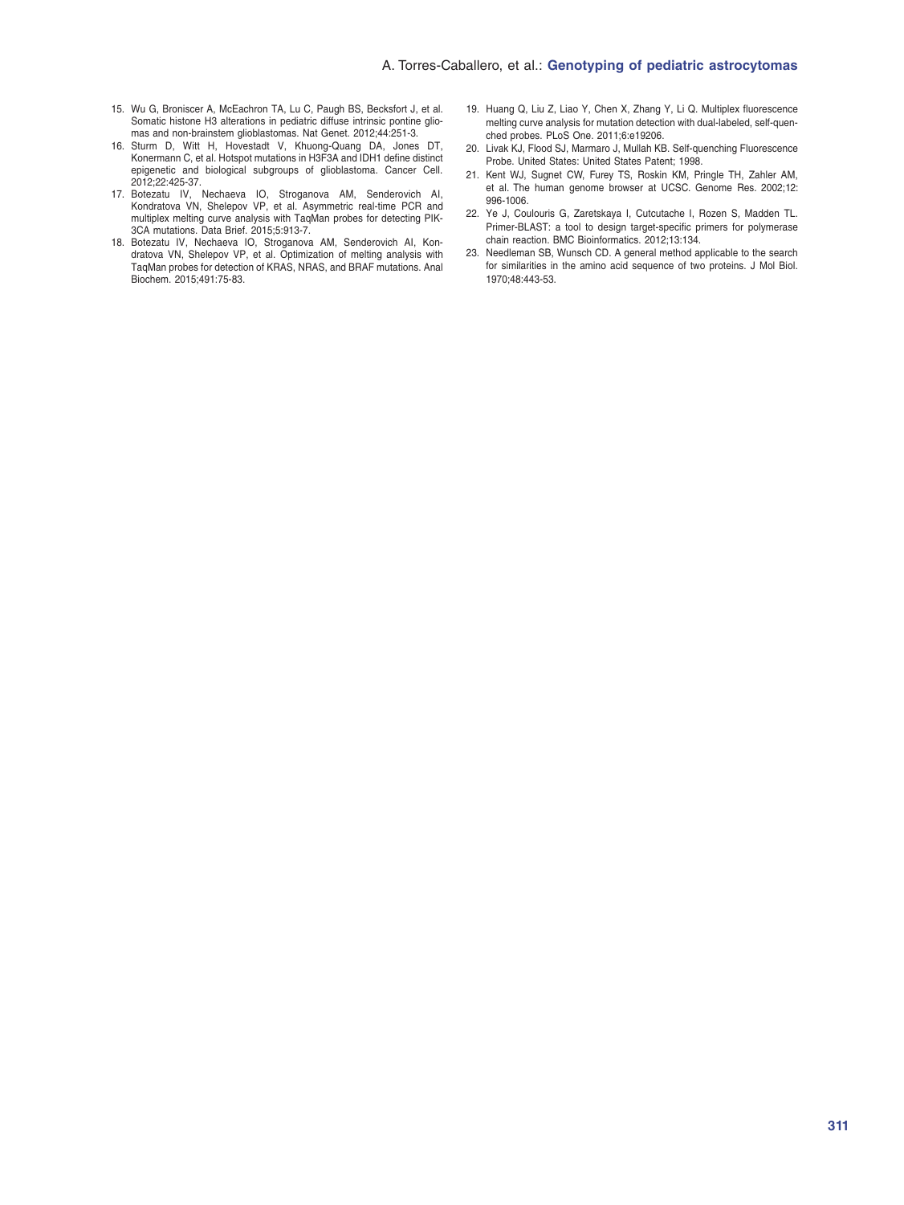15. Wu G, Broniscer A, McEachron TA, Lu C, Paugh BS, Becksfort J, et al. Somatic histone H3 alterations in pediatric diffuse intrinsic pontine gliomas and non-brainstem glioblastomas. Nat Genet. 2012;44:251-3.
16. Sturm D, Witt H, Hovestadt V, Khuong-Quang DA, Jones DT, Konermann C, et al. Hotspot mutations in H3F3A and IDH1 define distinct epigenetic and biological subgroups of glioblastoma. Cancer Cell. 2012;22:425-37.
17. Botezatu IV, Nechaeva IO, Stroganova AM, Senderovich AI, Kondratova VN, Shelepov VP, et al. Asymmetric real-time PCR and multiplex melting curve analysis with TaqMan probes for detecting PIK3CA mutations. Data Brief. 2015;5:913-7.
18. Botezatu IV, Nechaeva IO, Stroganova AM, Senderovich AI, Kondratova VN, Shelepov VP, et al. Optimization of melting analysis with TaqMan probes for detection of KRAS, NRAS, and BRAF mutations. Anal Biochem. 2015;491:75-83.
19. Huang Q, Liu Z, Liao Y, Chen X, Zhang Y, Li Q. Multiplex fluorescence melting curve analysis for mutation detection with dual-labeled, self-quenched probes. PLoS One. 2011;6:e19206.
20. Livak KJ, Flood SJ, Marmaro J, Mullah KB. Self-quenching Fluorescence Probe. United States: United States Patent; 1998.
21. Kent WJ, Sugnet CW, Furey TS, Roskin KM, Pringle TH, Zahler AM, et al. The human genome browser at UCSC. Genome Res. 2002;12:996-1006.
22. Ye J, Coulouris G, Zaretskaya I, Cutcutache I, Rozen S, Madden TL. Primer-BLAST: a tool to design target-specific primers for polymerase chain reaction. BMC Bioinformatics. 2012;13:134.
23. Needleman SB, Wunsch CD. A general method applicable to the search for similarities in the amino acid sequence of two proteins. J Mol Biol. 1970;48:443-53.